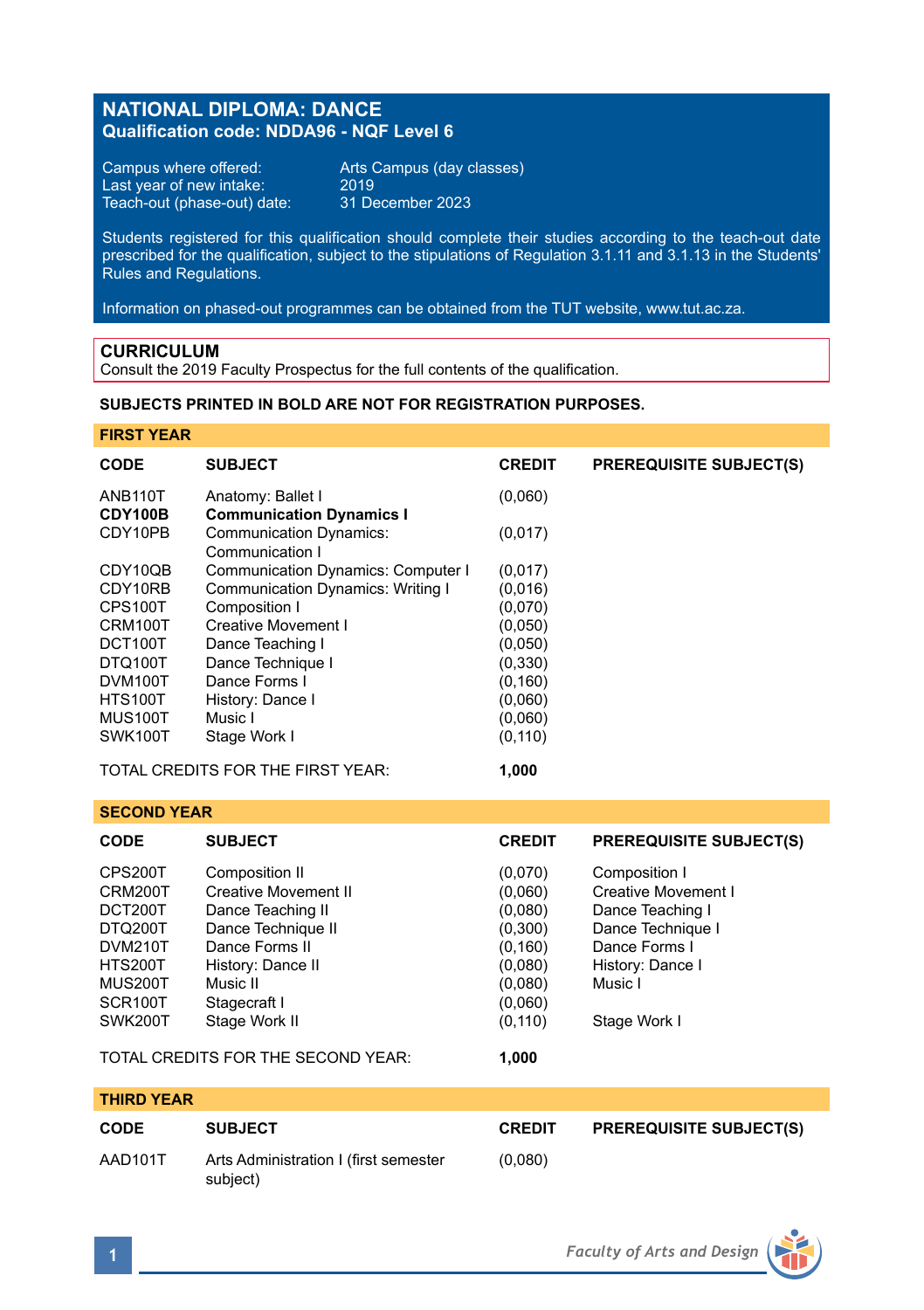# NATIONAL DIPLOMA: DANCE
## Qualification code: NDDA96 - NQF Level 6

Campus where offered: Arts Campus (day classes)
Last year of new intake: 2019
Teach-out (phase-out) date: 31 December 2023

Students registered for this qualification should complete their studies according to the teach-out date prescribed for the qualification, subject to the stipulations of Regulation 3.1.11 and 3.1.13 in the Students' Rules and Regulations.

Information on phased-out programmes can be obtained from the TUT website, www.tut.ac.za.

## CURRICULUM

Consult the 2019 Faculty Prospectus for the full contents of the qualification.

**SUBJECTS PRINTED IN BOLD ARE NOT FOR REGISTRATION PURPOSES.**

### FIRST YEAR

| CODE | SUBJECT | CREDIT | PREREQUISITE SUBJECT(S) |
|---|---|---|---|
| ANB110T | Anatomy: Ballet I | (0,060) | |
| **CDY100B** | **Communication Dynamics I** | | |
| CDY10PB | Communication Dynamics: Communication I | (0,017) | |
| CDY10QB | Communication Dynamics: Computer I | (0,017) | |
| CDY10RB | Communication Dynamics: Writing I | (0,016) | |
| CPS100T | Composition I | (0,070) | |
| CRM100T | Creative Movement I | (0,050) | |
| DCT100T | Dance Teaching I | (0,050) | |
| DTQ100T | Dance Technique I | (0,330) | |
| DVM100T | Dance Forms I | (0,160) | |
| HTS100T | History: Dance I | (0,060) | |
| MUS100T | Music I | (0,060) | |
| SWK100T | Stage Work I | (0,110) | |
| | TOTAL CREDITS FOR THE FIRST YEAR: | **1,000** | |

### SECOND YEAR

| CODE | SUBJECT | CREDIT | PREREQUISITE SUBJECT(S) |
|---|---|---|---|
| CPS200T | Composition II | (0,070) | Composition I |
| CRM200T | Creative Movement II | (0,060) | Creative Movement I |
| DCT200T | Dance Teaching II | (0,080) | Dance Teaching I |
| DTQ200T | Dance Technique II | (0,300) | Dance Technique I |
| DVM210T | Dance Forms II | (0,160) | Dance Forms I |
| HTS200T | History: Dance II | (0,080) | History: Dance I |
| MUS200T | Music II | (0,080) | Music I |
| SCR100T | Stagecraft I | (0,060) | |
| SWK200T | Stage Work II | (0,110) | Stage Work I |
| | TOTAL CREDITS FOR THE SECOND YEAR: | **1,000** | |

### THIRD YEAR

| CODE | SUBJECT | CREDIT | PREREQUISITE SUBJECT(S) |
|---|---|---|---|
| AAD101T | Arts Administration I (first semester subject) | (0,080) | |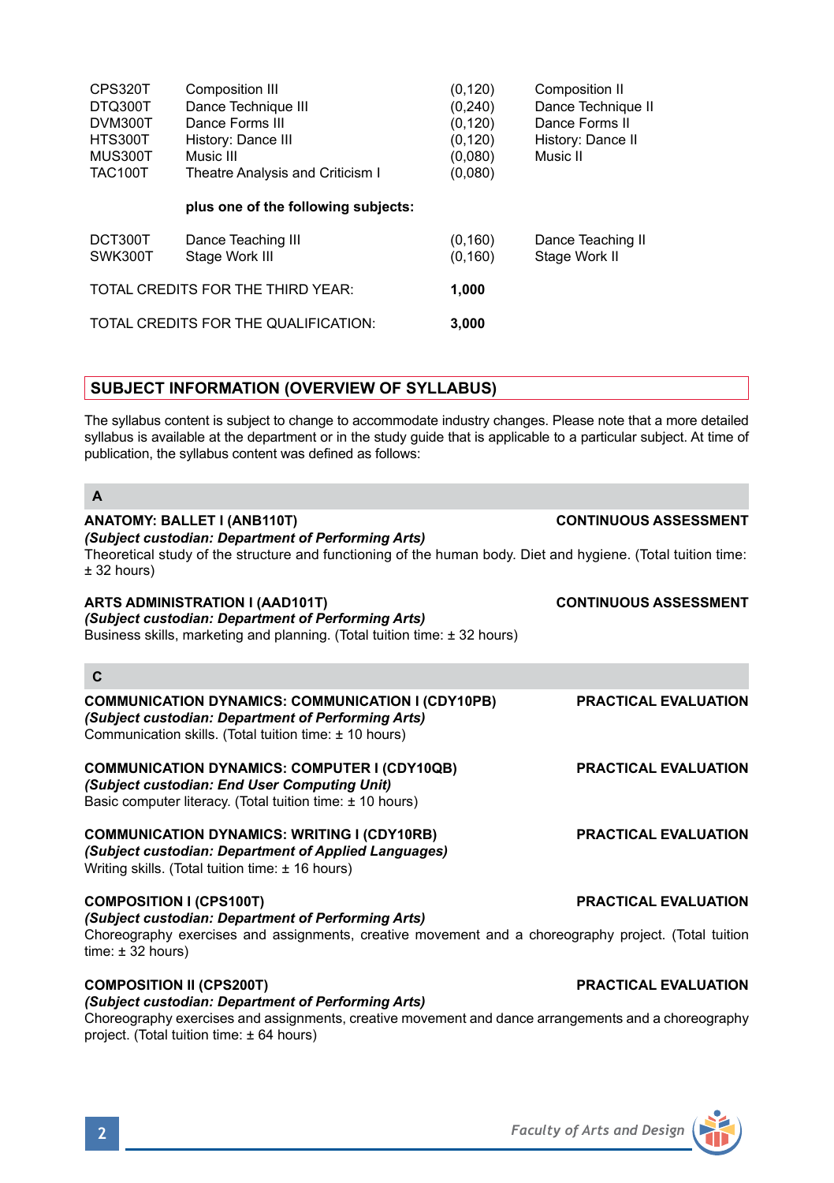| | | | |
|---|---|---|---|
| CPS320T | Composition III | (0,120) | Composition II |
| DTQ300T | Dance Technique III | (0,240) | Dance Technique II |
| DVM300T | Dance Forms III | (0,120) | Dance Forms II |
| HTS300T | History: Dance III | (0,120) | History: Dance II |
| MUS300T | Music III | (0,080) | Music II |
| TAC100T | Theatre Analysis and Criticism I | (0,080) | |
| | **plus one of the following subjects:** | | |
| DCT300T | Dance Teaching III | (0,160) | Dance Teaching II |
| SWK300T | Stage Work III | (0,160) | Stage Work II |
| TOTAL CREDITS FOR THE THIRD YEAR: | | **1,000** | |
| TOTAL CREDITS FOR THE QUALIFICATION: | | **3,000** | |

## SUBJECT INFORMATION (OVERVIEW OF SYLLABUS)

The syllabus content is subject to change to accommodate industry changes. Please note that a more detailed syllabus is available at the department or in the study guide that is applicable to a particular subject. At time of publication, the syllabus content was defined as follows:

### A

**ANATOMY: BALLET I (ANB110T)** **CONTINUOUS ASSESSMENT**
***(Subject custodian: Department of Performing Arts)***
Theoretical study of the structure and functioning of the human body. Diet and hygiene. (Total tuition time: ± 32 hours)

**ARTS ADMINISTRATION I (AAD101T)** **CONTINUOUS ASSESSMENT**
***(Subject custodian: Department of Performing Arts)***
Business skills, marketing and planning. (Total tuition time: ± 32 hours)

### C

**COMMUNICATION DYNAMICS: COMMUNICATION I (CDY10PB)** **PRACTICAL EVALUATION**
***(Subject custodian: Department of Performing Arts)***
Communication skills. (Total tuition time: ± 10 hours)

**COMMUNICATION DYNAMICS: COMPUTER I (CDY10QB)** **PRACTICAL EVALUATION**
***(Subject custodian: End User Computing Unit)***
Basic computer literacy. (Total tuition time: ± 10 hours)

**COMMUNICATION DYNAMICS: WRITING I (CDY10RB)** **PRACTICAL EVALUATION**
***(Subject custodian: Department of Applied Languages)***
Writing skills. (Total tuition time: ± 16 hours)

**COMPOSITION I (CPS100T)** **PRACTICAL EVALUATION**
***(Subject custodian: Department of Performing Arts)***
Choreography exercises and assignments, creative movement and a choreography project. (Total tuition time: ± 32 hours)

**COMPOSITION II (CPS200T)** **PRACTICAL EVALUATION**
***(Subject custodian: Department of Performing Arts)***
Choreography exercises and assignments, creative movement and dance arrangements and a choreography project. (Total tuition time: ± 64 hours)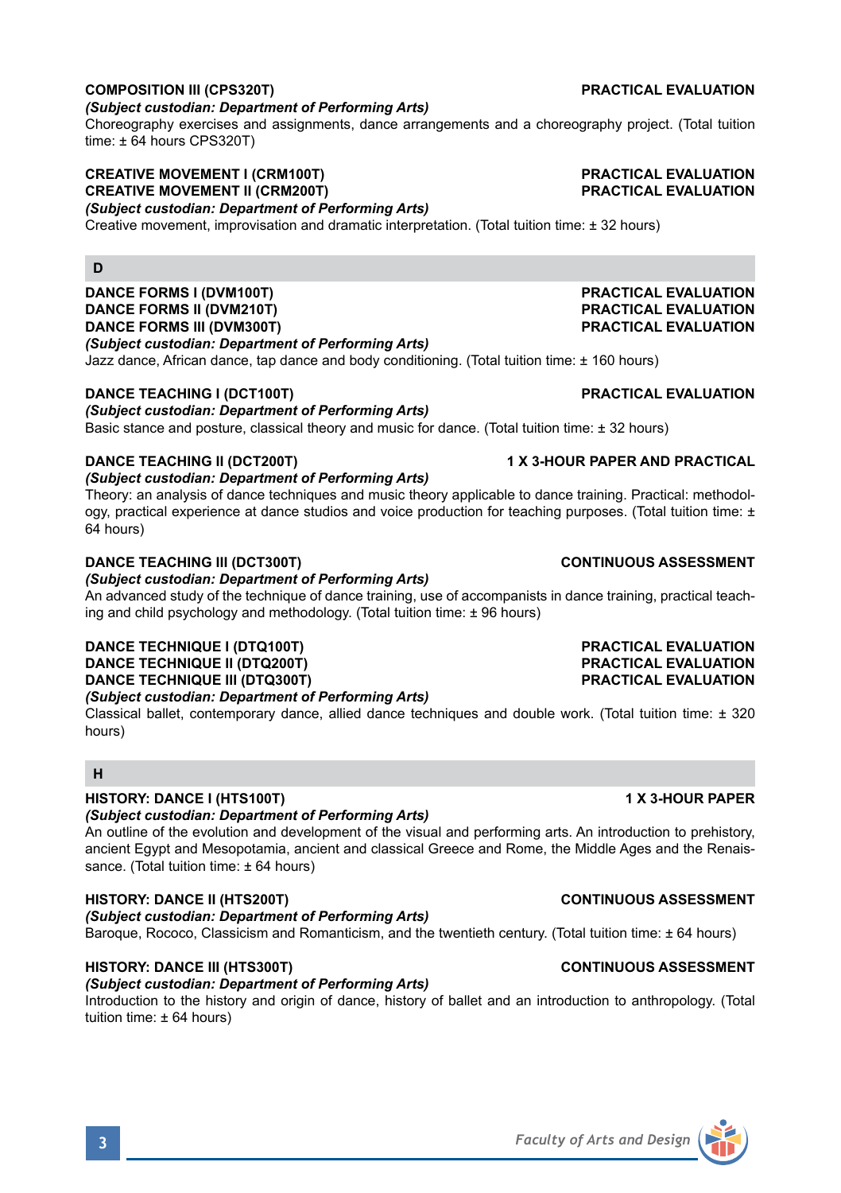**COMPOSITION III (CPS320T)** **PRACTICAL EVALUATION**

*(Subject custodian: Department of Performing Arts)*

Choreography exercises and assignments, dance arrangements and a choreography project. (Total tuition time: ± 64 hours CPS320T)

**CREATIVE MOVEMENT I (CRM100T)** **PRACTICAL EVALUATION**
**CREATIVE MOVEMENT II (CRM200T)** **PRACTICAL EVALUATION**

*(Subject custodian: Department of Performing Arts)*

Creative movement, improvisation and dramatic interpretation. (Total tuition time: ± 32 hours)

## D

**DANCE FORMS I (DVM100T)** **PRACTICAL EVALUATION**
**DANCE FORMS II (DVM210T)** **PRACTICAL EVALUATION**
**DANCE FORMS III (DVM300T)** **PRACTICAL EVALUATION**

*(Subject custodian: Department of Performing Arts)*

Jazz dance, African dance, tap dance and body conditioning. (Total tuition time: ± 160 hours)

**DANCE TEACHING I (DCT100T)** **PRACTICAL EVALUATION**

*(Subject custodian: Department of Performing Arts)*

Basic stance and posture, classical theory and music for dance. (Total tuition time: ± 32 hours)

**DANCE TEACHING II (DCT200T)** **1 X 3-HOUR PAPER AND PRACTICAL**

*(Subject custodian: Department of Performing Arts)*

Theory: an analysis of dance techniques and music theory applicable to dance training. Practical: methodology, practical experience at dance studios and voice production for teaching purposes. (Total tuition time: ± 64 hours)

**DANCE TEACHING III (DCT300T)** **CONTINUOUS ASSESSMENT**

*(Subject custodian: Department of Performing Arts)*

An advanced study of the technique of dance training, use of accompanists in dance training, practical teaching and child psychology and methodology. (Total tuition time: ± 96 hours)

**DANCE TECHNIQUE I (DTQ100T)** **PRACTICAL EVALUATION**
**DANCE TECHNIQUE II (DTQ200T)** **PRACTICAL EVALUATION**
**DANCE TECHNIQUE III (DTQ300T)** **PRACTICAL EVALUATION**

*(Subject custodian: Department of Performing Arts)*

Classical ballet, contemporary dance, allied dance techniques and double work. (Total tuition time: ± 320 hours)

## H

**HISTORY: DANCE I (HTS100T)** **1 X 3-HOUR PAPER**

*(Subject custodian: Department of Performing Arts)*

An outline of the evolution and development of the visual and performing arts. An introduction to prehistory, ancient Egypt and Mesopotamia, ancient and classical Greece and Rome, the Middle Ages and the Renaissance. (Total tuition time: ± 64 hours)

**HISTORY: DANCE II (HTS200T)** **CONTINUOUS ASSESSMENT**

*(Subject custodian: Department of Performing Arts)*

Baroque, Rococo, Classicism and Romanticism, and the twentieth century. (Total tuition time: ± 64 hours)

**HISTORY: DANCE III (HTS300T)** **CONTINUOUS ASSESSMENT**

*(Subject custodian: Department of Performing Arts)*

Introduction to the history and origin of dance, history of ballet and an introduction to anthropology. (Total tuition time: ± 64 hours)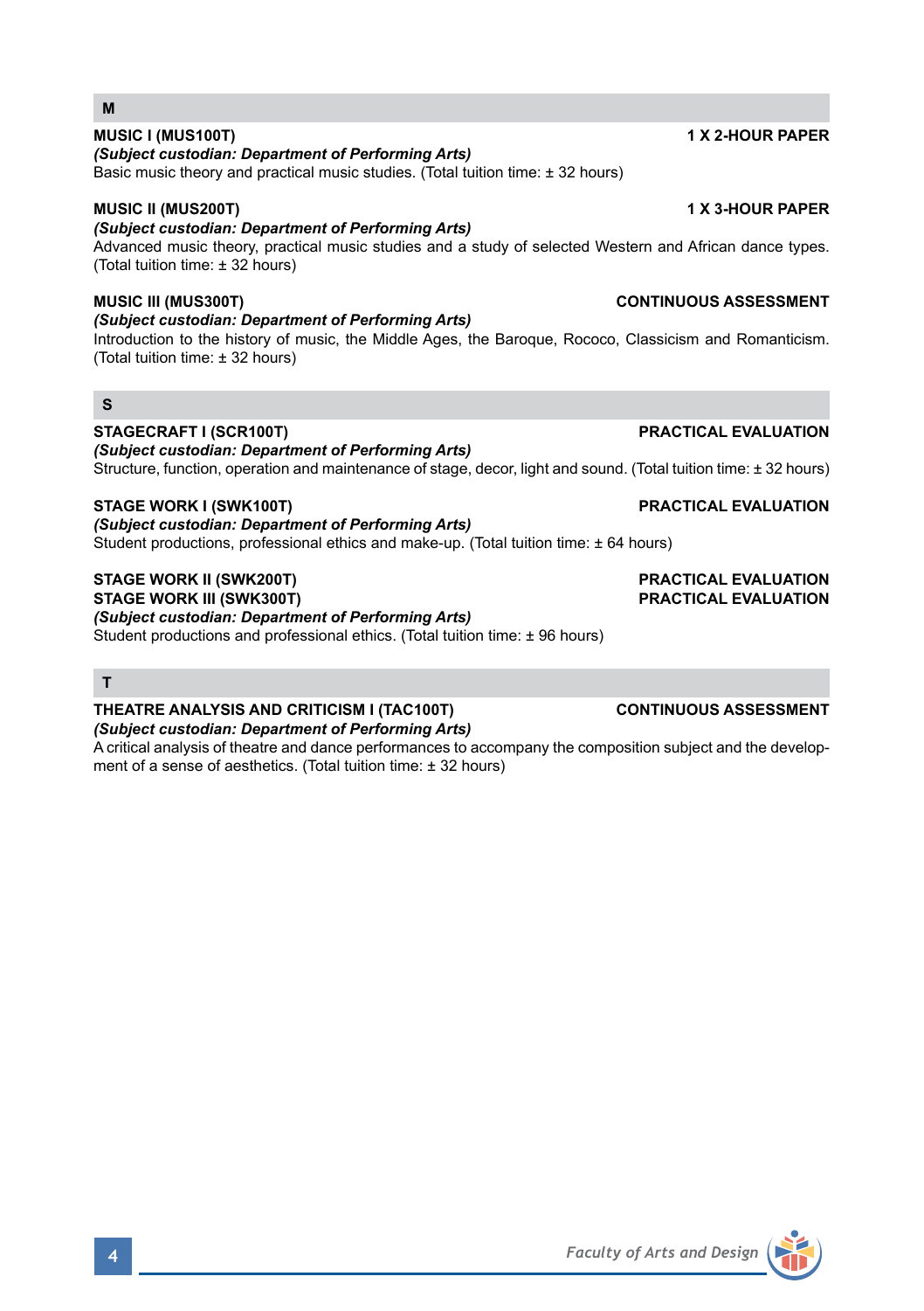## M

**MUSIC I (MUS100T)** **1 X 2-HOUR PAPER**
***(Subject custodian: Department of Performing Arts)***
Basic music theory and practical music studies. (Total tuition time: ± 32 hours)

**MUSIC II (MUS200T)** **1 X 3-HOUR PAPER**
***(Subject custodian: Department of Performing Arts)***
Advanced music theory, practical music studies and a study of selected Western and African dance types. (Total tuition time: ± 32 hours)

**MUSIC III (MUS300T)** **CONTINUOUS ASSESSMENT**
***(Subject custodian: Department of Performing Arts)***
Introduction to the history of music, the Middle Ages, the Baroque, Rococo, Classicism and Romanticism. (Total tuition time: ± 32 hours)

## S

**STAGECRAFT I (SCR100T)** **PRACTICAL EVALUATION**
***(Subject custodian: Department of Performing Arts)***
Structure, function, operation and maintenance of stage, decor, light and sound. (Total tuition time: ± 32 hours)

**STAGE WORK I (SWK100T)** **PRACTICAL EVALUATION**
***(Subject custodian: Department of Performing Arts)***
Student productions, professional ethics and make-up. (Total tuition time: ± 64 hours)

**STAGE WORK II (SWK200T)** **PRACTICAL EVALUATION**
**STAGE WORK III (SWK300T)** **PRACTICAL EVALUATION**
***(Subject custodian: Department of Performing Arts)***
Student productions and professional ethics. (Total tuition time: ± 96 hours)

## T

**THEATRE ANALYSIS AND CRITICISM I (TAC100T)** **CONTINUOUS ASSESSMENT**
***(Subject custodian: Department of Performing Arts)***
A critical analysis of theatre and dance performances to accompany the composition subject and the development of a sense of aesthetics. (Total tuition time: ± 32 hours)